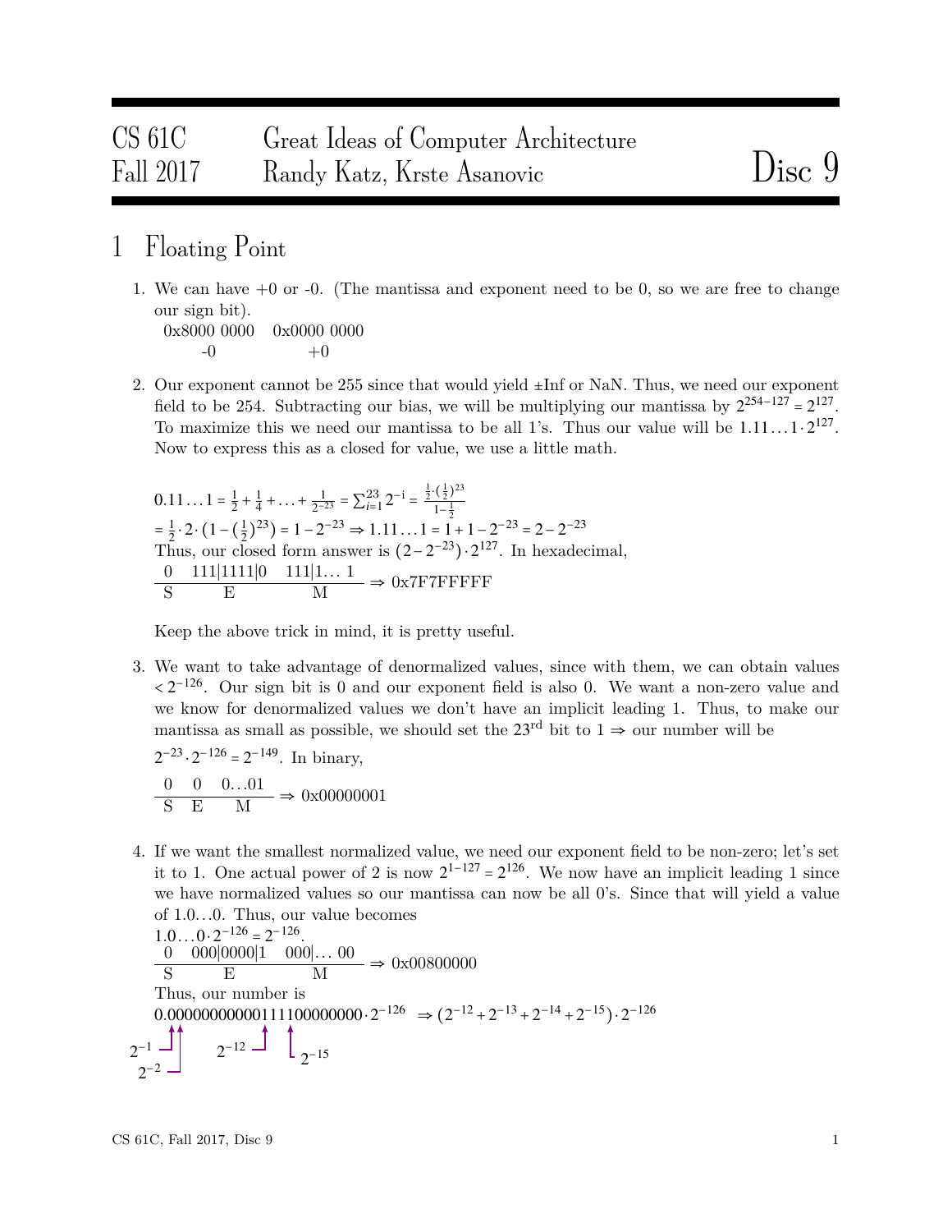# CS 61C Fall 2017 — Great Ideas of Computer Architecture — Randy Katz, Krste Asanovic — Disc 9

## 1 Floating Point

1. We can have +0 or -0. (The mantissa and exponent need to be 0, so we are free to change our sign bit).

   | 0x8000 0000 | 0x0000 0000 |
   |---|---|
   | -0 | +0 |

2. Our exponent cannot be 255 since that would yield ±Inf or NaN. Thus, we need our exponent field to be 254. Subtracting our bias, we will be multiplying our mantissa by $2^{254-127} = 2^{127}$. To maximize this we need our mantissa to be all 1's. Thus our value will be $1.11\ldots1 \cdot 2^{127}$. Now to express this as a closed for value, we use a little math.

   $0.11\ldots1 = \frac{1}{2} + \frac{1}{4} + \ldots + \frac{1}{2^{-23}} = \sum_{i=1}^{23} 2^{-i} = \frac{\frac{1}{2}\cdot(\frac{1}{2})^{23}}{1-\frac{1}{2}}$
   $= \frac{1}{2} \cdot 2 \cdot (1 - (\frac{1}{2})^{23}) = 1 - 2^{-23} \Rightarrow 1.11\ldots1 = 1 + 1 - 2^{-23} = 2 - 2^{-23}$
   Thus, our closed form answer is $(2 - 2^{-23}) \cdot 2^{127}$. In hexadecimal,

   | 0 | 111\|1111\|0 | 111\|1... 1 |
   |---|---|---|
   | S | E | M |

   $\Rightarrow$ 0x7F7FFFFF

   Keep the above trick in mind, it is pretty useful.

3. We want to take advantage of denormalized values, since with them, we can obtain values $< 2^{-126}$. Our sign bit is 0 and our exponent field is also 0. We want a non-zero value and we know for denormalized values we don't have an implicit leading 1. Thus, to make our mantissa as small as possible, we should set the 23[rd] bit to 1 $\Rightarrow$ our number will be

   $2^{-23} \cdot 2^{-126} = 2^{-149}$. In binary,

   | 0 | 0 | 0...01 |
   |---|---|---|
   | S | E | M |

   $\Rightarrow$ 0x00000001

4. If we want the smallest normalized value, we need our exponent field to be non-zero; let's set it to 1. One actual power of 2 is now $2^{1-127} = 2^{126}$. We now have an implicit leading 1 since we have normalized values so our mantissa can now be all 0's. Since that will yield a value of 1.0...0. Thus, our value becomes
   $1.0\ldots0 \cdot 2^{-126} = 2^{-126}$.

   | 0 | 000\|0000\|1 | 000\|... 00 |
   |---|---|---|
   | S | E | M |

   $\Rightarrow$ 0x00800000

   Thus, our number is
   $0.00000000000111100000000 \cdot 2^{-126} \Rightarrow (2^{-12} + 2^{-13} + 2^{-14} + 2^{-15}) \cdot 2^{-126}$

   $2^{-1}$ $2^{-2}$ $2^{-12}$ $2^{-15}$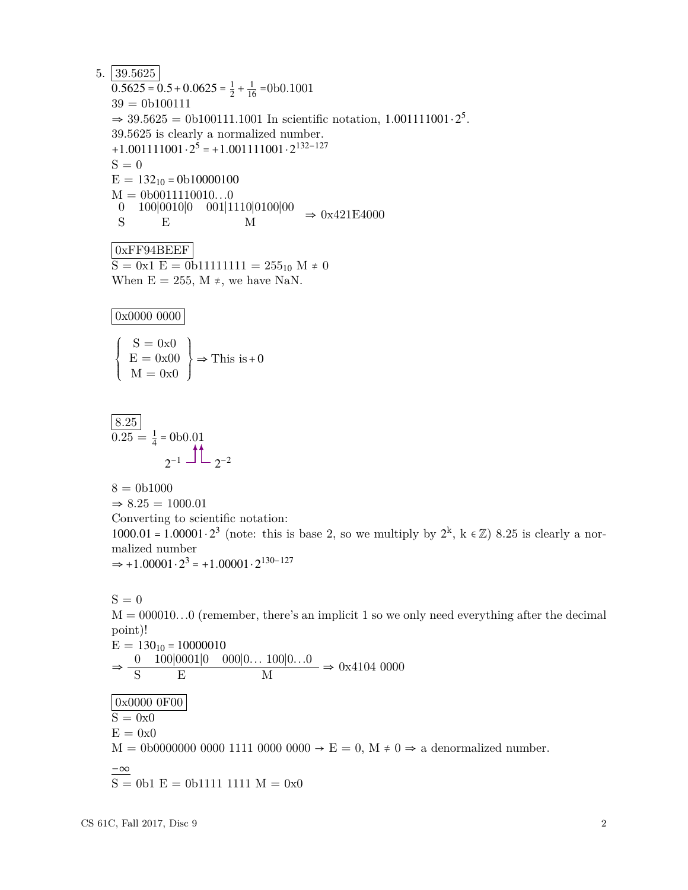5. **39.5625**

$0.5625 = 0.5 + 0.0625 = \frac{1}{2} + \frac{1}{16} =$ 0b0.1001

39 = 0b100111

$\Rightarrow$ 39.5625 = 0b100111.1001 In scientific notation, $1.001111001 \cdot 2^5$.

39.5625 is clearly a normalized number.

$+1.001111001 \cdot 2^5 = +1.001111001 \cdot 2^{132-127}$

S = 0

E = $132_{10}$ = 0b10000100

M = 0b0011110010...0

$$\begin{array}{ccc} 0 & 100|0010|0 & 001|1110|0100|00 \\ \text{S} & \text{E} & \text{M} \end{array} \Rightarrow \text{0x421E4000}$$

**0xFF94BEEF**

S = 0x1 E = 0b11111111 = $255_{10}$ M $\neq$ 0

When E = 255, M $\neq$, we have NaN.

**0x0000 0000**

$$\left\{ \begin{array}{c} \text{S} = \text{0x0} \\ \text{E} = \text{0x00} \\ \text{M} = \text{0x0} \end{array} \right\} \Rightarrow \text{This is} + 0$$

**8.25**

$0.25 = \frac{1}{4} =$ 0b0.01

(the two digits after the point correspond to $2^{-1}$ and $2^{-2}$)

8 = 0b1000

$\Rightarrow$ 8.25 = 1000.01

Converting to scientific notation:

$1000.01 = 1.00001 \cdot 2^3$ (note: this is base 2, so we multiply by $2^k$, $k \in \mathbb{Z}$) 8.25 is clearly a normalized number

$\Rightarrow +1.00001 \cdot 2^3 = +1.00001 \cdot 2^{130-127}$

S = 0

M = 000010...0 (remember, there's an implicit 1 so we only need everything after the decimal point)!

E = $130_{10}$ = 10000010

$$\Rightarrow \frac{0 \quad 100|0001|0 \quad 000|0\ldots 100|0\ldots 0}{\text{S} \qquad \text{E} \qquad\qquad \text{M}} \Rightarrow \text{0x4104 0000}$$

**0x0000 0F00**

S = 0x0

E = 0x0

M = 0b0000000 0000 1111 0000 0000 $\rightarrow$ E = 0, M $\neq$ 0 $\Rightarrow$ a denormalized number.

**$-\infty$**

S = 0b1 E = 0b1111 1111 M = 0x0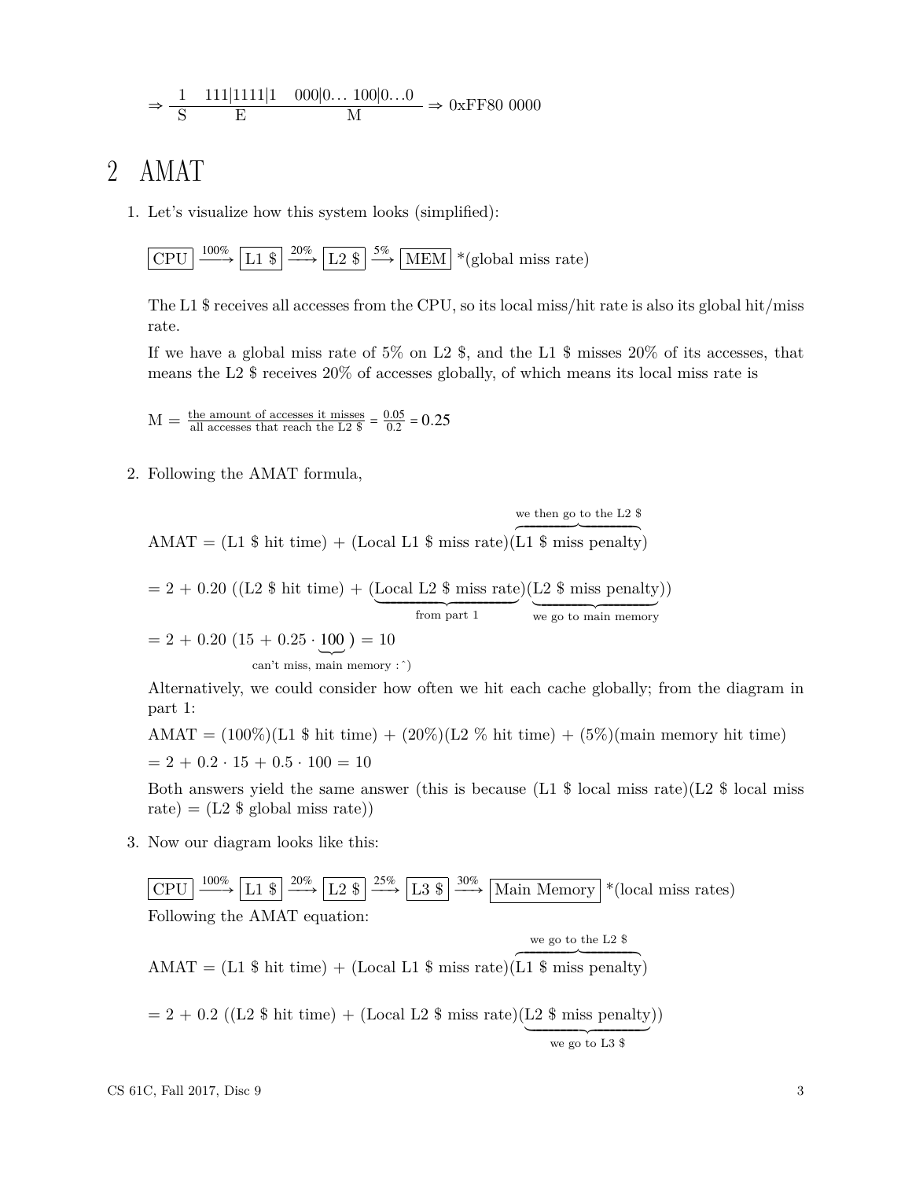$$\Rightarrow \frac{1 \quad 111|1111|1 \quad 000|0\ldots\ 100|0\ldots0}{\text{S} \qquad\quad \text{E} \qquad\qquad\qquad \text{M}} \Rightarrow \text{0xFF80 0000}$$

## 2 AMAT

1. Let's visualize how this system looks (simplified):

   $$\boxed{\text{CPU}} \xrightarrow{100\%} \boxed{\text{L1 \$}} \xrightarrow{20\%} \boxed{\text{L2 \$}} \xrightarrow{5\%} \boxed{\text{MEM}} \text{ *(global miss rate)}$$

   The L1 $ receives all accesses from the CPU, so its local miss/hit rate is also its global hit/miss rate.

   If we have a global miss rate of 5% on L2 $, and the L1 $ misses 20% of its accesses, that means the L2 $ receives 20% of accesses globally, of which means its local miss rate is

   $$\text{M} = \frac{\text{the amount of accesses it misses}}{\text{all accesses that reach the L2 \$}} = \frac{0.05}{0.2} = 0.25$$

2. Following the AMAT formula,

   $$\text{AMAT} = (\text{L1 \$ hit time}) + (\text{Local L1 \$ miss rate})\overbrace{(\text{L1 \$ miss penalty})}^{\text{we then go to the L2 \$}}$$

   $$= 2 + 0.20\ ((\text{L2 \$ hit time}) + (\underbrace{\text{Local L2 \$ miss rate}}_{\text{from part 1}})(\underbrace{\text{L2 \$ miss penalty}}_{\text{we go to main memory}}))$$

   $$= 2 + 0.20\ (15 + 0.25 \cdot \underbrace{100}_{\text{can't miss, main memory :\^{})}}) = 10$$

   Alternatively, we could consider how often we hit each cache globally; from the diagram in part 1:

   AMAT = (100%)(L1 $ hit time) + (20%)(L2 % hit time) + (5%)(main memory hit time)

   $= 2 + 0.2 \cdot 15 + 0.5 \cdot 100 = 10$

   Both answers yield the same answer (this is because (L1 $ local miss rate)(L2 $ local miss rate) = (L2 $ global miss rate))

3. Now our diagram looks like this:

   $$\boxed{\text{CPU}} \xrightarrow{100\%} \boxed{\text{L1 \$}} \xrightarrow{20\%} \boxed{\text{L2 \$}} \xrightarrow{25\%} \boxed{\text{L3 \$}} \xrightarrow{30\%} \boxed{\text{Main Memory}} \text{ *(local miss rates)}$$

   Following the AMAT equation:

   $$\text{AMAT} = (\text{L1 \$ hit time}) + (\text{Local L1 \$ miss rate})\overbrace{(\text{L1 \$ miss penalty})}^{\text{we go to the L2 \$}}$$

   $$= 2 + 0.2\ ((\text{L2 \$ hit time}) + (\text{Local L2 \$ miss rate})(\underbrace{\text{L2 \$ miss penalty}}_{\text{we go to L3 \$}}))$$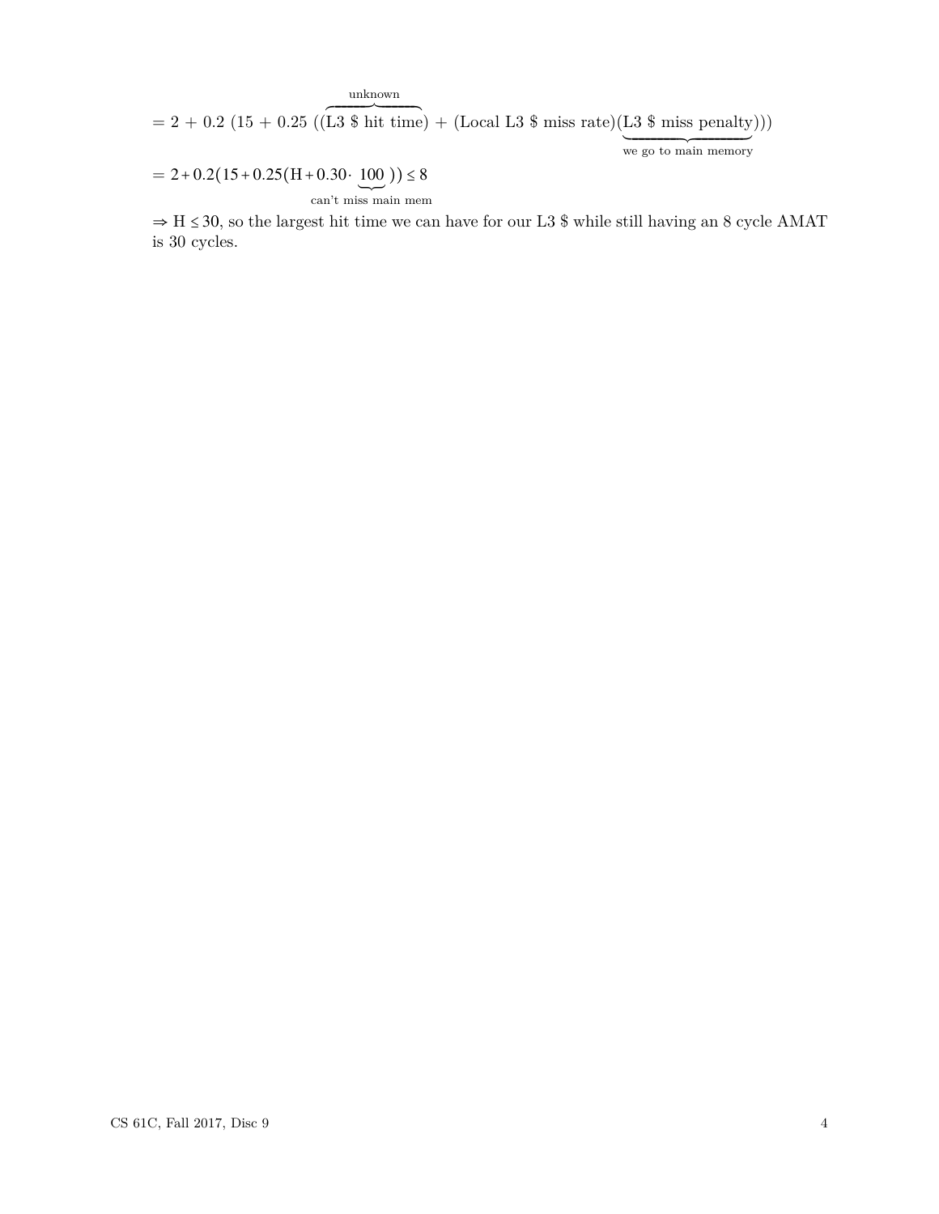$$= 2 + 0.2\ (15 + 0.25\ ((\overbrace{\text{L3 \$ hit time}}^{\text{unknown}}) + (\text{Local L3 \$ miss rate})(\underbrace{\text{L3 \$ miss penalty}}_{\text{we go to main memory}})))$$

$$= 2 + 0.2(15 + 0.25(\text{H} + 0.30 \cdot \underbrace{100}_{\text{can't miss main mem}})) \leq 8$$

$\Rightarrow \text{H} \leq 30$, so the largest hit time we can have for our L3 \$ while still having an 8 cycle AMAT is 30 cycles.